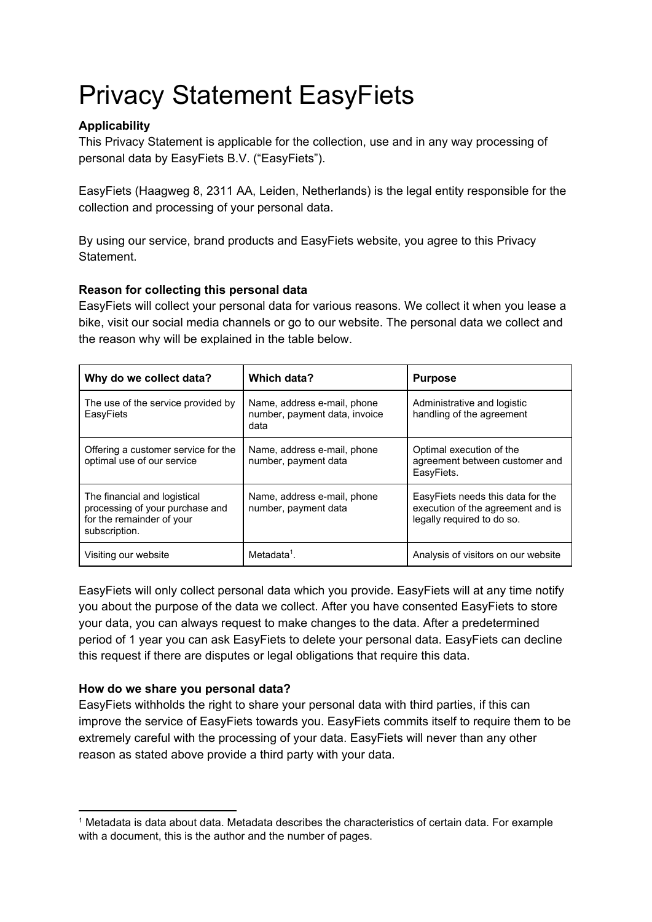# Privacy Statement EasyFiets

**Applicability**

This Privacy Statement is applicable for the collection, use and in any way processing of personal data by EasyFiets B.V. ("EasyFiets").

EasyFiets (Haagweg 8, 2311 AA, Leiden, Netherlands) is the legal entity responsible for the collection and processing of your personal data.

By using our service, brand products and EasyFiets website, you agree to this Privacy Statement.

**Reason for collecting this personal data**

EasyFiets will collect your personal data for various reasons. We collect it when you lease a bike, visit our social media channels or go to our website. The personal data we collect and the reason why will be explained in the table below.

| Why do we collect data? | Which data? | Purpose |
|---|---|---|
| The use of the service provided by EasyFiets | Name, address e-mail, phone number, payment data, invoice data | Administrative and logistic handling of the agreement |
| Offering a customer service for the optimal use of our service | Name, address e-mail, phone number, payment data | Optimal execution of the agreement between customer and EasyFiets. |
| The financial and logistical processing of your purchase and for the remainder of your subscription. | Name, address e-mail, phone number, payment data | EasyFiets needs this data for the execution of the agreement and is legally required to do so. |
| Visiting our website | Metadata[1]. | Analysis of visitors on our website |

EasyFiets will only collect personal data which you provide. EasyFiets will at any time notify you about the purpose of the data we collect. After you have consented EasyFiets to store your data, you can always request to make changes to the data. After a predetermined period of 1 year you can ask EasyFiets to delete your personal data. EasyFiets can decline this request if there are disputes or legal obligations that require this data.

**How do we share you personal data?**

EasyFiets withholds the right to share your personal data with third parties, if this can improve the service of EasyFiets towards you. EasyFiets commits itself to require them to be extremely careful with the processing of your data. EasyFiets will never than any other reason as stated above provide a third party with your data.

---

[1] Metadata is data about data. Metadata describes the characteristics of certain data. For example with a document, this is the author and the number of pages.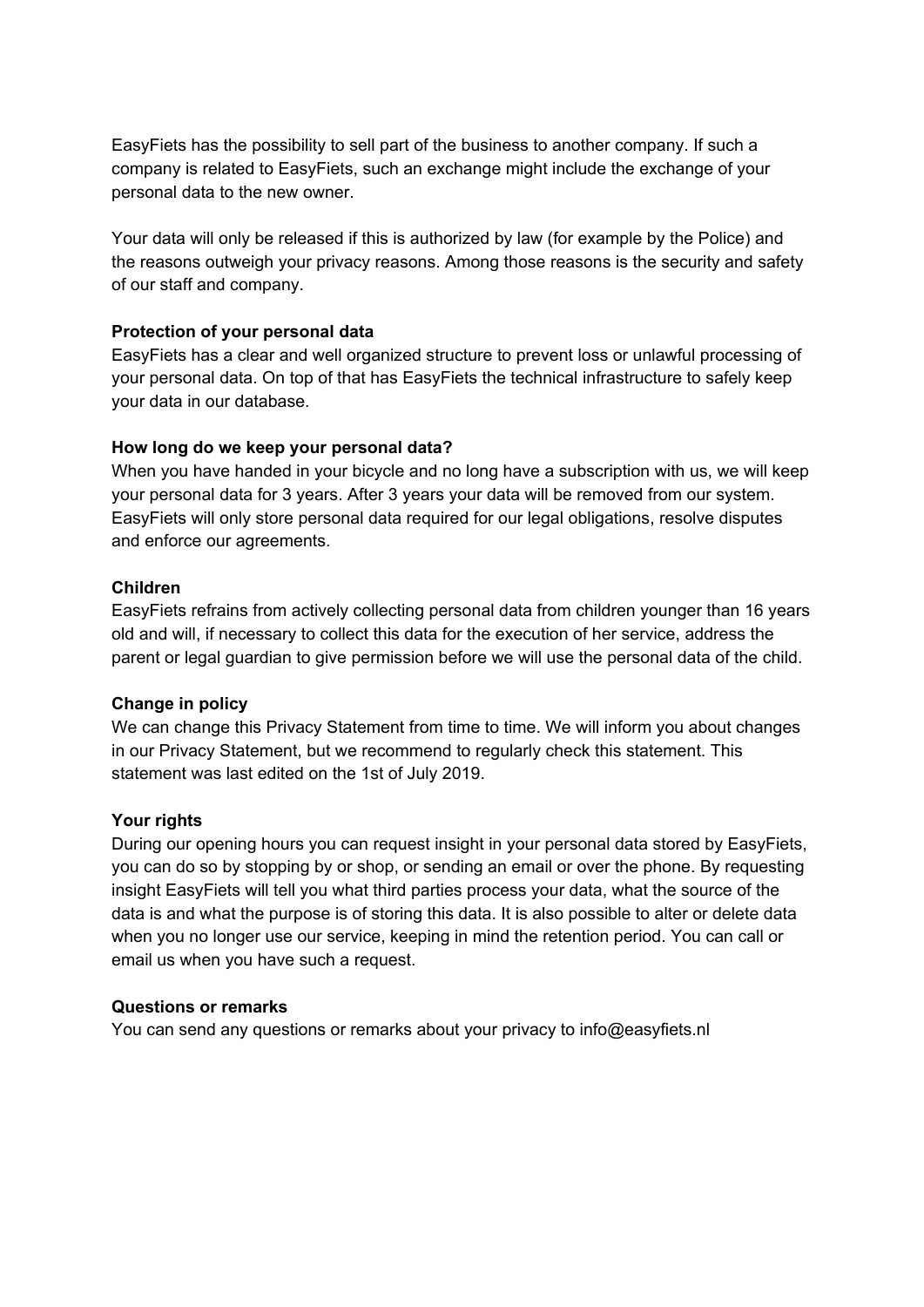EasyFiets has the possibility to sell part of the business to another company. If such a company is related to EasyFiets, such an exchange might include the exchange of your personal data to the new owner.

Your data will only be released if this is authorized by law (for example by the Police) and the reasons outweigh your privacy reasons. Among those reasons is the security and safety of our staff and company.

**Protection of your personal data**
EasyFiets has a clear and well organized structure to prevent loss or unlawful processing of your personal data. On top of that has EasyFiets the technical infrastructure to safely keep your data in our database.

**How long do we keep your personal data?**
When you have handed in your bicycle and no long have a subscription with us, we will keep your personal data for 3 years. After 3 years your data will be removed from our system. EasyFiets will only store personal data required for our legal obligations, resolve disputes and enforce our agreements.

**Children**
EasyFiets refrains from actively collecting personal data from children younger than 16 years old and will, if necessary to collect this data for the execution of her service, address the parent or legal guardian to give permission before we will use the personal data of the child.

**Change in policy**
We can change this Privacy Statement from time to time. We will inform you about changes in our Privacy Statement, but we recommend to regularly check this statement. This statement was last edited on the 1st of July 2019.

**Your rights**
During our opening hours you can request insight in your personal data stored by EasyFiets, you can do so by stopping by or shop, or sending an email or over the phone. By requesting insight EasyFiets will tell you what third parties process your data, what the source of the data is and what the purpose is of storing this data. It is also possible to alter or delete data when you no longer use our service, keeping in mind the retention period. You can call or email us when you have such a request.

**Questions or remarks**
You can send any questions or remarks about your privacy to info@easyfiets.nl